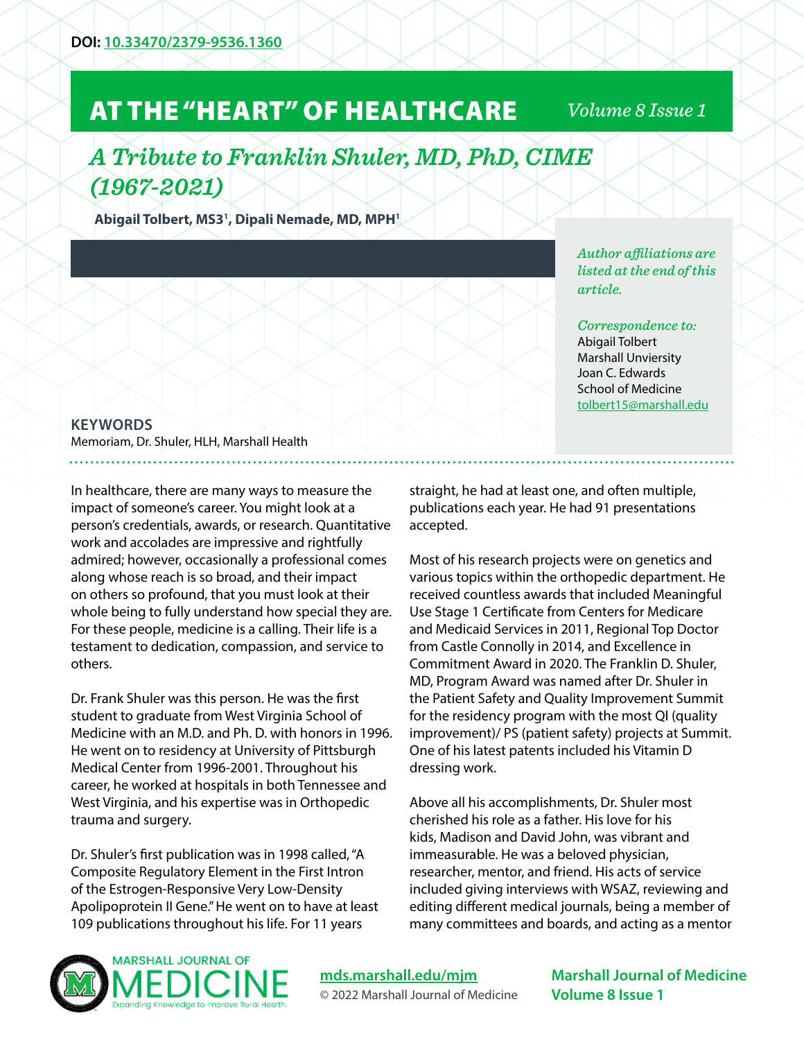DOI: [10.33470/2379-9536.1360](https://doi.org/10.33470/2379-9536.1360)

# AT THE "HEART" OF HEALTHCARE

## *A Tribute to Franklin Shuler, MD, PhD, CIME (1967-2021)*

**Abigail Tolbert, MS3[1], Dipali Nemade, MD, MPH[1]**

*Author affiliations are listed at the end of this article.*

*Correspondence to:*
Abigail Tolbert
Marshall Unviersity
Joan C. Edwards
School of Medicine
tolbert15@marshall.edu

**KEYWORDS**
Memoriam, Dr. Shuler, HLH, Marshall Health

In healthcare, there are many ways to measure the impact of someone's career. You might look at a person's credentials, awards, or research. Quantitative work and accolades are impressive and rightfully admired; however, occasionally a professional comes along whose reach is so broad, and their impact on others so profound, that you must look at their whole being to fully understand how special they are. For these people, medicine is a calling. Their life is a testament to dedication, compassion, and service to others.

Dr. Frank Shuler was this person. He was the first student to graduate from West Virginia School of Medicine with an M.D. and Ph. D. with honors in 1996. He went on to residency at University of Pittsburgh Medical Center from 1996-2001. Throughout his career, he worked at hospitals in both Tennessee and West Virginia, and his expertise was in Orthopedic trauma and surgery.

Dr. Shuler's first publication was in 1998 called, "A Composite Regulatory Element in the First Intron of the Estrogen-Responsive Very Low-Density Apolipoprotein II Gene." He went on to have at least 109 publications throughout his life. For 11 years straight, he had at least one, and often multiple, publications each year. He had 91 presentations accepted.

Most of his research projects were on genetics and various topics within the orthopedic department. He received countless awards that included Meaningful Use Stage 1 Certificate from Centers for Medicare and Medicaid Services in 2011, Regional Top Doctor from Castle Connolly in 2014, and Excellence in Commitment Award in 2020. The Franklin D. Shuler, MD, Program Award was named after Dr. Shuler in the Patient Safety and Quality Improvement Summit for the residency program with the most QI (quality improvement)/ PS (patient safety) projects at Summit. One of his latest patents included his Vitamin D dressing work.

Above all his accomplishments, Dr. Shuler most cherished his role as a father. His love for his kids, Madison and David John, was vibrant and immeasurable. He was a beloved physician, researcher, mentor, and friend. His acts of service included giving interviews with WSAZ, reviewing and editing different medical journals, being a member of many committees and boards, and acting as a mentor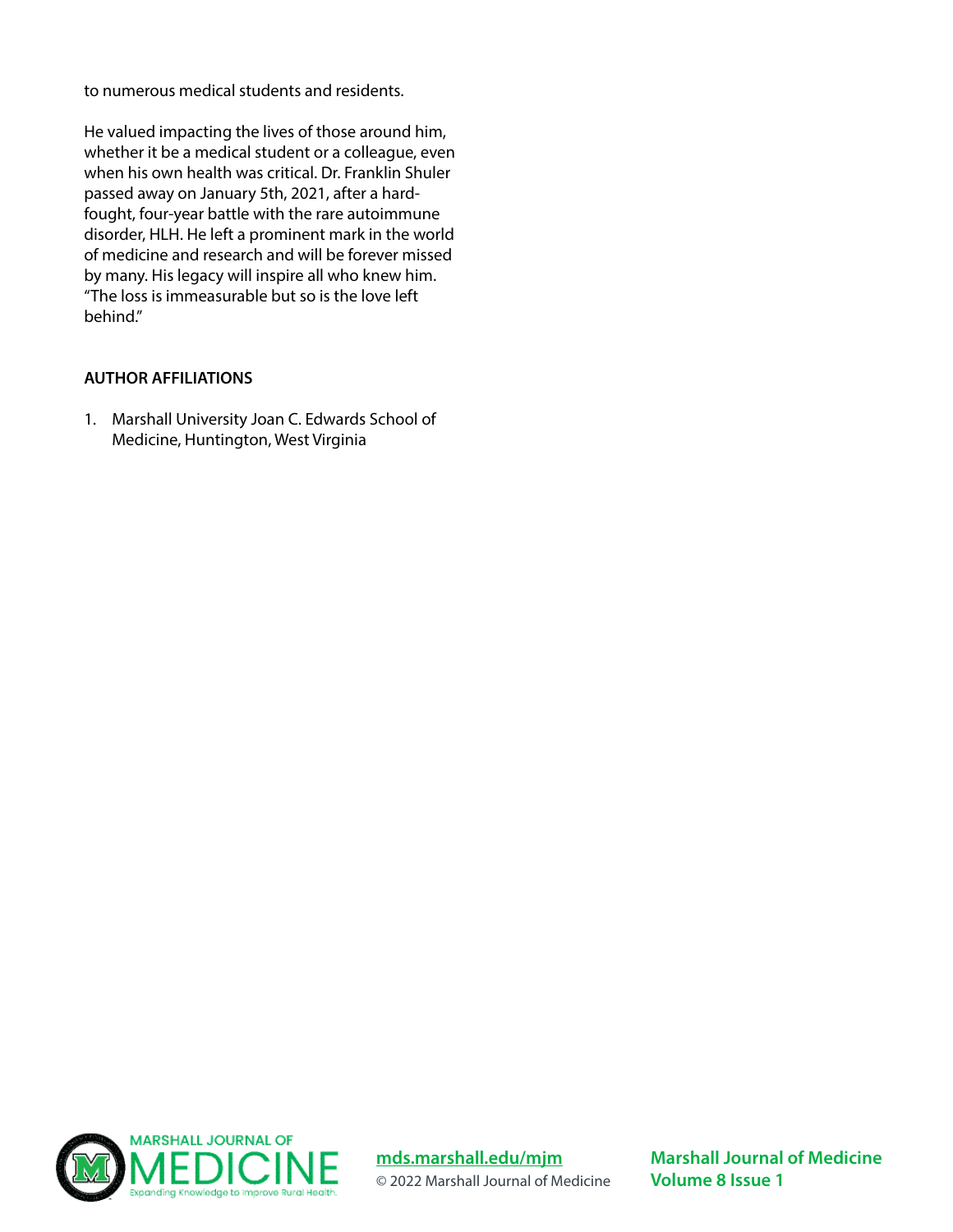to numerous medical students and residents.

He valued impacting the lives of those around him, whether it be a medical student or a colleague, even when his own health was critical. Dr. Franklin Shuler passed away on January 5th, 2021, after a hard-fought, four-year battle with the rare autoimmune disorder, HLH. He left a prominent mark in the world of medicine and research and will be forever missed by many. His legacy will inspire all who knew him. "The loss is immeasurable but so is the love left behind."

## AUTHOR AFFILIATIONS

1. Marshall University Joan C. Edwards School of Medicine, Huntington, West Virginia